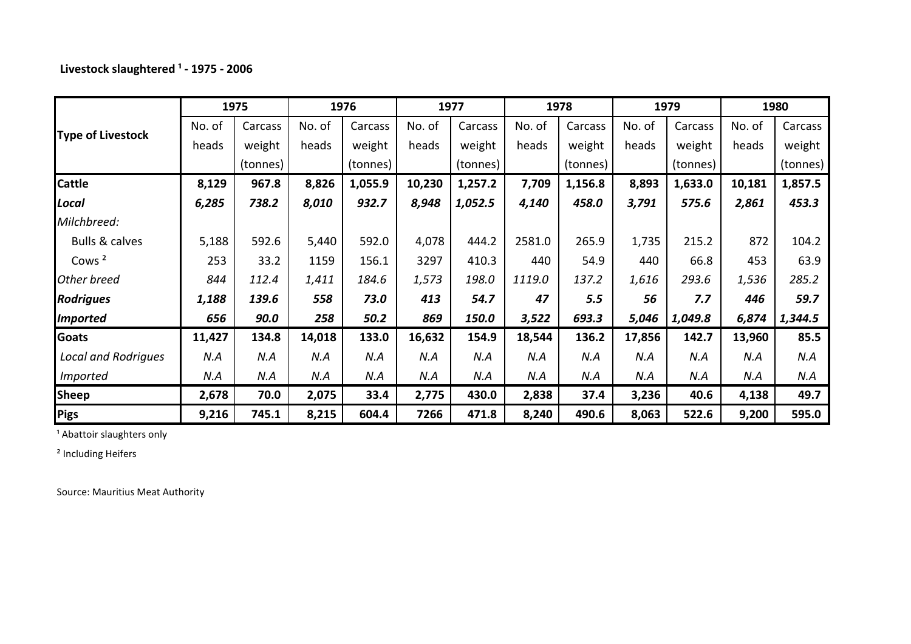**Livestock slaughtered [1] - 1975 - 2006**

| Type of Livestock | 1975 | | 1976 | | 1977 | | 1978 | | 1979 | | 1980 | |
|---|---|---|---|---|---|---|---|---|---|---|---|---|
| | No. of heads | Carcass weight (tonnes) | No. of heads | Carcass weight (tonnes) | No. of heads | Carcass weight (tonnes) | No. of heads | Carcass weight (tonnes) | No. of heads | Carcass weight (tonnes) | No. of heads | Carcass weight (tonnes) |
| **Cattle** | **8,129** | **967.8** | **8,826** | **1,055.9** | **10,230** | **1,257.2** | **7,709** | **1,156.8** | **8,893** | **1,633.0** | **10,181** | **1,857.5** |
| ***Local*** | ***6,285*** | ***738.2*** | ***8,010*** | ***932.7*** | ***8,948*** | ***1,052.5*** | ***4,140*** | ***458.0*** | ***3,791*** | ***575.6*** | ***2,861*** | ***453.3*** |
| *Milchbreed:* | | | | | | | | | | | | |
| Bulls & calves | 5,188 | 592.6 | 5,440 | 592.0 | 4,078 | 444.2 | 2581.0 | 265.9 | 1,735 | 215.2 | 872 | 104.2 |
| Cows [2] | 253 | 33.2 | 1159 | 156.1 | 3297 | 410.3 | 440 | 54.9 | 440 | 66.8 | 453 | 63.9 |
| *Other breed* | *844* | *112.4* | *1,411* | *184.6* | *1,573* | *198.0* | *1119.0* | *137.2* | *1,616* | *293.6* | *1,536* | *285.2* |
| ***Rodrigues*** | ***1,188*** | ***139.6*** | ***558*** | ***73.0*** | ***413*** | ***54.7*** | ***47*** | ***5.5*** | ***56*** | ***7.7*** | ***446*** | ***59.7*** |
| ***Imported*** | ***656*** | ***90.0*** | ***258*** | ***50.2*** | ***869*** | ***150.0*** | ***3,522*** | ***693.3*** | ***5,046*** | ***1,049.8*** | ***6,874*** | ***1,344.5*** |
| **Goats** | **11,427** | **134.8** | **14,018** | **133.0** | **16,632** | **154.9** | **18,544** | **136.2** | **17,856** | **142.7** | **13,960** | **85.5** |
| *Local and Rodrigues* | *N.A* | *N.A* | *N.A* | *N.A* | *N.A* | *N.A* | *N.A* | *N.A* | *N.A* | *N.A* | *N.A* | *N.A* |
| *Imported* | *N.A* | *N.A* | *N.A* | *N.A* | *N.A* | *N.A* | *N.A* | *N.A* | *N.A* | *N.A* | *N.A* | *N.A* |
| **Sheep** | **2,678** | **70.0** | **2,075** | **33.4** | **2,775** | **430.0** | **2,838** | **37.4** | **3,236** | **40.6** | **4,138** | **49.7** |
| **Pigs** | **9,216** | **745.1** | **8,215** | **604.4** | **7266** | **471.8** | **8,240** | **490.6** | **8,063** | **522.6** | **9,200** | **595.0** |

[1] Abattoir slaughters only

[2] Including Heifers

Source: Mauritius Meat Authority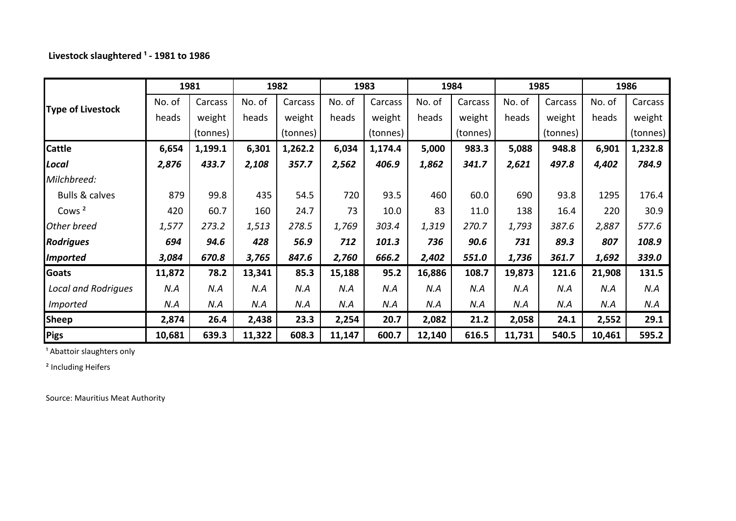**Livestock slaughtered [1] - 1981 to 1986**

| Type of Livestock | 1981 | | 1982 | | 1983 | | 1984 | | 1985 | | 1986 | |
|---|---|---|---|---|---|---|---|---|---|---|---|---|
| | No. of heads | Carcass weight (tonnes) | No. of heads | Carcass weight (tonnes) | No. of heads | Carcass weight (tonnes) | No. of heads | Carcass weight (tonnes) | No. of heads | Carcass weight (tonnes) | No. of heads | Carcass weight (tonnes) |
| **Cattle** | **6,654** | **1,199.1** | **6,301** | **1,262.2** | **6,034** | **1,174.4** | **5,000** | **983.3** | **5,088** | **948.8** | **6,901** | **1,232.8** |
| ***Local*** | ***2,876*** | ***433.7*** | ***2,108*** | ***357.7*** | ***2,562*** | ***406.9*** | ***1,862*** | ***341.7*** | ***2,621*** | ***497.8*** | ***4,402*** | ***784.9*** |
| *Milchbreed:* | | | | | | | | | | | | |
| Bulls & calves | 879 | 99.8 | 435 | 54.5 | 720 | 93.5 | 460 | 60.0 | 690 | 93.8 | 1295 | 176.4 |
| Cows [2] | 420 | 60.7 | 160 | 24.7 | 73 | 10.0 | 83 | 11.0 | 138 | 16.4 | 220 | 30.9 |
| *Other breed* | *1,577* | *273.2* | *1,513* | *278.5* | *1,769* | *303.4* | *1,319* | *270.7* | *1,793* | *387.6* | *2,887* | *577.6* |
| ***Rodrigues*** | ***694*** | ***94.6*** | ***428*** | ***56.9*** | ***712*** | ***101.3*** | ***736*** | ***90.6*** | ***731*** | ***89.3*** | ***807*** | ***108.9*** |
| ***Imported*** | ***3,084*** | ***670.8*** | ***3,765*** | ***847.6*** | ***2,760*** | ***666.2*** | ***2,402*** | ***551.0*** | ***1,736*** | ***361.7*** | ***1,692*** | ***339.0*** |
| **Goats** | **11,872** | **78.2** | **13,341** | **85.3** | **15,188** | **95.2** | **16,886** | **108.7** | **19,873** | **121.6** | **21,908** | **131.5** |
| *Local and Rodrigues* | *N.A* | *N.A* | *N.A* | *N.A* | *N.A* | *N.A* | *N.A* | *N.A* | *N.A* | *N.A* | *N.A* | *N.A* |
| *Imported* | *N.A* | *N.A* | *N.A* | *N.A* | *N.A* | *N.A* | *N.A* | *N.A* | *N.A* | *N.A* | *N.A* | *N.A* |
| **Sheep** | **2,874** | **26.4** | **2,438** | **23.3** | **2,254** | **20.7** | **2,082** | **21.2** | **2,058** | **24.1** | **2,552** | **29.1** |
| **Pigs** | **10,681** | **639.3** | **11,322** | **608.3** | **11,147** | **600.7** | **12,140** | **616.5** | **11,731** | **540.5** | **10,461** | **595.2** |

[1] Abattoir slaughters only

[2] Including Heifers

Source: Mauritius Meat Authority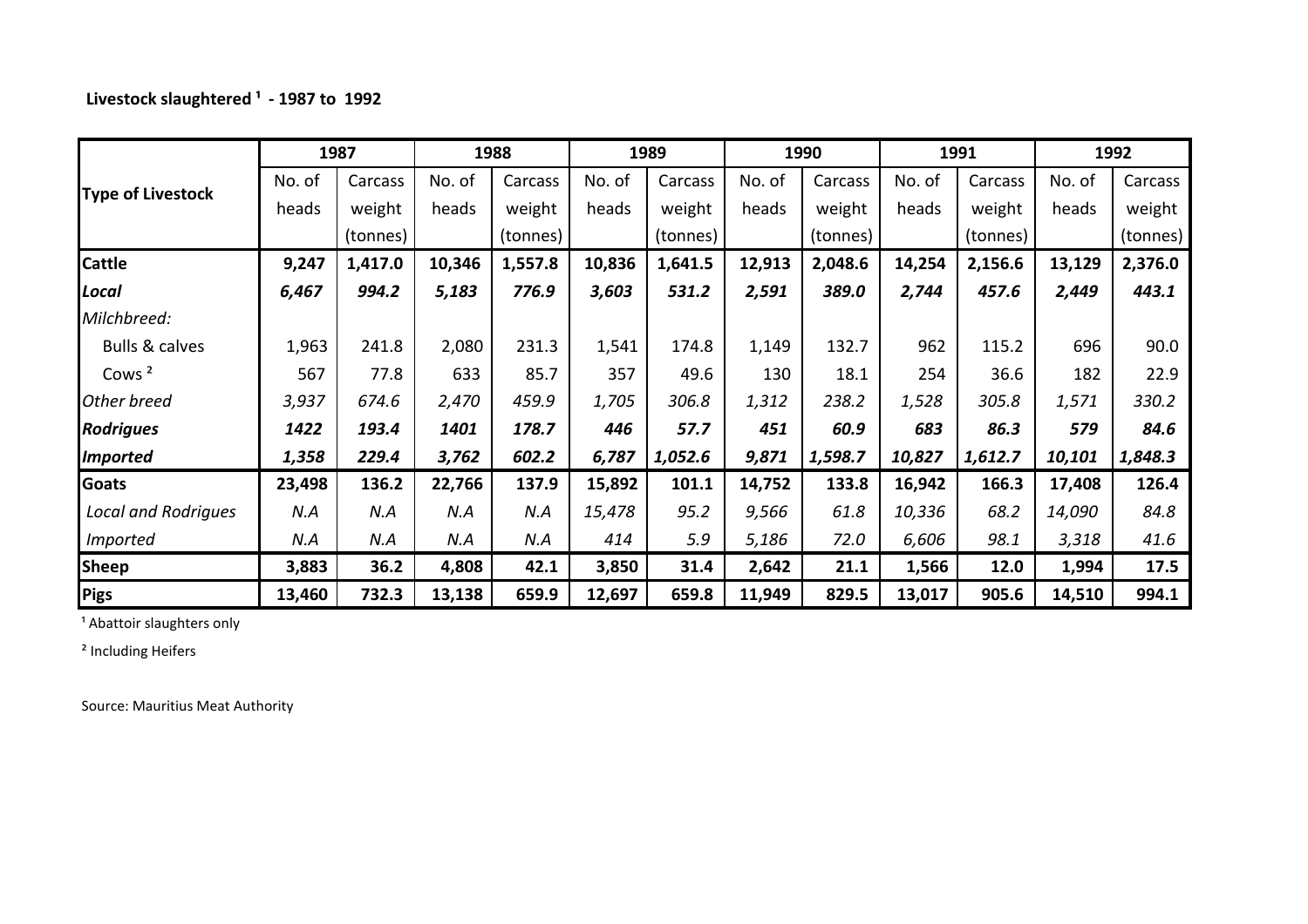**Livestock slaughtered [1] - 1987 to 1992**

| Type of Livestock | 1987 | | 1988 | | 1989 | | 1990 | | 1991 | | 1992 | |
|---|---|---|---|---|---|---|---|---|---|---|---|---|
| | No. of heads | Carcass weight (tonnes) | No. of heads | Carcass weight (tonnes) | No. of heads | Carcass weight (tonnes) | No. of heads | Carcass weight (tonnes) | No. of heads | Carcass weight (tonnes) | No. of heads | Carcass weight (tonnes) |
| **Cattle** | **9,247** | **1,417.0** | **10,346** | **1,557.8** | **10,836** | **1,641.5** | **12,913** | **2,048.6** | **14,254** | **2,156.6** | **13,129** | **2,376.0** |
| ***Local*** | ***6,467*** | ***994.2*** | ***5,183*** | ***776.9*** | ***3,603*** | ***531.2*** | ***2,591*** | ***389.0*** | ***2,744*** | ***457.6*** | ***2,449*** | ***443.1*** |
| *Milchbreed:* | | | | | | | | | | | | |
| Bulls & calves | 1,963 | 241.8 | 2,080 | 231.3 | 1,541 | 174.8 | 1,149 | 132.7 | 962 | 115.2 | 696 | 90.0 |
| Cows [2] | 567 | 77.8 | 633 | 85.7 | 357 | 49.6 | 130 | 18.1 | 254 | 36.6 | 182 | 22.9 |
| *Other breed* | *3,937* | *674.6* | *2,470* | *459.9* | *1,705* | *306.8* | *1,312* | *238.2* | *1,528* | *305.8* | *1,571* | *330.2* |
| ***Rodrigues*** | ***1422*** | ***193.4*** | ***1401*** | ***178.7*** | ***446*** | ***57.7*** | ***451*** | ***60.9*** | ***683*** | ***86.3*** | ***579*** | ***84.6*** |
| ***Imported*** | ***1,358*** | ***229.4*** | ***3,762*** | ***602.2*** | ***6,787*** | ***1,052.6*** | ***9,871*** | ***1,598.7*** | ***10,827*** | ***1,612.7*** | ***10,101*** | ***1,848.3*** |
| **Goats** | **23,498** | **136.2** | **22,766** | **137.9** | **15,892** | **101.1** | **14,752** | **133.8** | **16,942** | **166.3** | **17,408** | **126.4** |
| *Local and Rodrigues* | *N.A* | *N.A* | *N.A* | *N.A* | *15,478* | *95.2* | *9,566* | *61.8* | *10,336* | *68.2* | *14,090* | *84.8* |
| *Imported* | *N.A* | *N.A* | *N.A* | *N.A* | *414* | *5.9* | *5,186* | *72.0* | *6,606* | *98.1* | *3,318* | *41.6* |
| **Sheep** | **3,883** | **36.2** | **4,808** | **42.1** | **3,850** | **31.4** | **2,642** | **21.1** | **1,566** | **12.0** | **1,994** | **17.5** |
| **Pigs** | **13,460** | **732.3** | **13,138** | **659.9** | **12,697** | **659.8** | **11,949** | **829.5** | **13,017** | **905.6** | **14,510** | **994.1** |

[1] Abattoir slaughters only

[2] Including Heifers

Source: Mauritius Meat Authority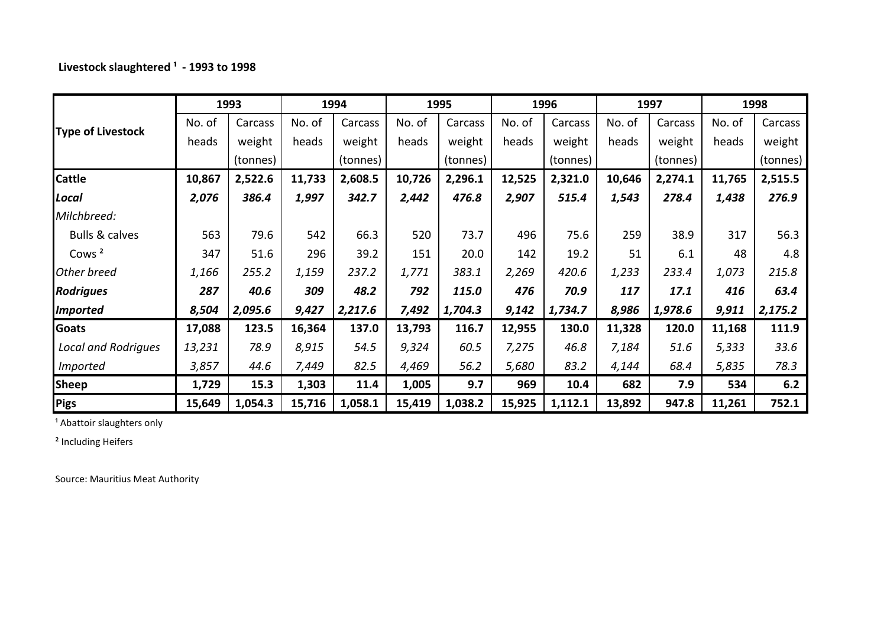**Livestock slaughtered [1] - 1993 to 1998**

| Type of Livestock | 1993 | | 1994 | | 1995 | | 1996 | | 1997 | | 1998 | |
|---|---|---|---|---|---|---|---|---|---|---|---|---|
| | No. of heads | Carcass weight (tonnes) | No. of heads | Carcass weight (tonnes) | No. of heads | Carcass weight (tonnes) | No. of heads | Carcass weight (tonnes) | No. of heads | Carcass weight (tonnes) | No. of heads | Carcass weight (tonnes) |
| **Cattle** | **10,867** | **2,522.6** | **11,733** | **2,608.5** | **10,726** | **2,296.1** | **12,525** | **2,321.0** | **10,646** | **2,274.1** | **11,765** | **2,515.5** |
| ***Local*** | ***2,076*** | ***386.4*** | ***1,997*** | ***342.7*** | ***2,442*** | ***476.8*** | ***2,907*** | ***515.4*** | ***1,543*** | ***278.4*** | ***1,438*** | ***276.9*** |
| *Milchbreed:* | | | | | | | | | | | | |
| Bulls & calves | 563 | 79.6 | 542 | 66.3 | 520 | 73.7 | 496 | 75.6 | 259 | 38.9 | 317 | 56.3 |
| Cows [2] | 347 | 51.6 | 296 | 39.2 | 151 | 20.0 | 142 | 19.2 | 51 | 6.1 | 48 | 4.8 |
| *Other breed* | *1,166* | *255.2* | *1,159* | *237.2* | *1,771* | *383.1* | *2,269* | *420.6* | *1,233* | *233.4* | *1,073* | *215.8* |
| ***Rodrigues*** | ***287*** | ***40.6*** | ***309*** | ***48.2*** | ***792*** | ***115.0*** | ***476*** | ***70.9*** | ***117*** | ***17.1*** | ***416*** | ***63.4*** |
| ***Imported*** | ***8,504*** | ***2,095.6*** | ***9,427*** | ***2,217.6*** | ***7,492*** | ***1,704.3*** | ***9,142*** | ***1,734.7*** | ***8,986*** | ***1,978.6*** | ***9,911*** | ***2,175.2*** |
| **Goats** | **17,088** | **123.5** | **16,364** | **137.0** | **13,793** | **116.7** | **12,955** | **130.0** | **11,328** | **120.0** | **11,168** | **111.9** |
| *Local and Rodrigues* | *13,231* | *78.9* | *8,915* | *54.5* | *9,324* | *60.5* | *7,275* | *46.8* | *7,184* | *51.6* | *5,333* | *33.6* |
| *Imported* | *3,857* | *44.6* | *7,449* | *82.5* | *4,469* | *56.2* | *5,680* | *83.2* | *4,144* | *68.4* | *5,835* | *78.3* |
| **Sheep** | **1,729** | **15.3** | **1,303** | **11.4** | **1,005** | **9.7** | **969** | **10.4** | **682** | **7.9** | **534** | **6.2** |
| **Pigs** | **15,649** | **1,054.3** | **15,716** | **1,058.1** | **15,419** | **1,038.2** | **15,925** | **1,112.1** | **13,892** | **947.8** | **11,261** | **752.1** |

[1] Abattoir slaughters only

[2] Including Heifers

Source: Mauritius Meat Authority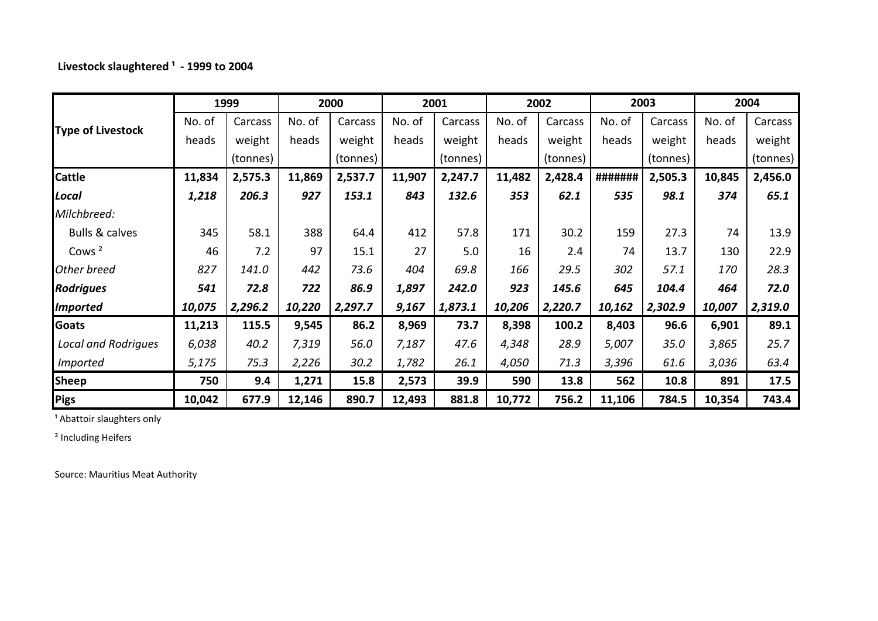**Livestock slaughtered [1] - 1999 to 2004**

| Type of Livestock | 1999 | | 2000 | | 2001 | | 2002 | | 2003 | | 2004 | |
|---|---|---|---|---|---|---|---|---|---|---|---|---|
| | No. of heads | Carcass weight (tonnes) | No. of heads | Carcass weight (tonnes) | No. of heads | Carcass weight (tonnes) | No. of heads | Carcass weight (tonnes) | No. of heads | Carcass weight (tonnes) | No. of heads | Carcass weight (tonnes) |
| **Cattle** | **11,834** | **2,575.3** | **11,869** | **2,537.7** | **11,907** | **2,247.7** | **11,482** | **2,428.4** | **#######** | **2,505.3** | **10,845** | **2,456.0** |
| ***Local*** | ***1,218*** | ***206.3*** | ***927*** | ***153.1*** | ***843*** | ***132.6*** | ***353*** | ***62.1*** | ***535*** | ***98.1*** | ***374*** | ***65.1*** |
| *Milchbreed:* | | | | | | | | | | | | |
| Bulls & calves | 345 | 58.1 | 388 | 64.4 | 412 | 57.8 | 171 | 30.2 | 159 | 27.3 | 74 | 13.9 |
| Cows [2] | 46 | 7.2 | 97 | 15.1 | 27 | 5.0 | 16 | 2.4 | 74 | 13.7 | 130 | 22.9 |
| *Other breed* | *827* | *141.0* | *442* | *73.6* | *404* | *69.8* | *166* | *29.5* | *302* | *57.1* | *170* | *28.3* |
| ***Rodrigues*** | ***541*** | ***72.8*** | ***722*** | ***86.9*** | ***1,897*** | ***242.0*** | ***923*** | ***145.6*** | ***645*** | ***104.4*** | ***464*** | ***72.0*** |
| ***Imported*** | ***10,075*** | ***2,296.2*** | ***10,220*** | ***2,297.7*** | ***9,167*** | ***1,873.1*** | ***10,206*** | ***2,220.7*** | ***10,162*** | ***2,302.9*** | ***10,007*** | ***2,319.0*** |
| **Goats** | **11,213** | **115.5** | **9,545** | **86.2** | **8,969** | **73.7** | **8,398** | **100.2** | **8,403** | **96.6** | **6,901** | **89.1** |
| *Local and Rodrigues* | *6,038* | *40.2* | *7,319* | *56.0* | *7,187* | *47.6* | *4,348* | *28.9* | *5,007* | *35.0* | *3,865* | *25.7* |
| *Imported* | *5,175* | *75.3* | *2,226* | *30.2* | *1,782* | *26.1* | *4,050* | *71.3* | *3,396* | *61.6* | *3,036* | *63.4* |
| **Sheep** | **750** | **9.4** | **1,271** | **15.8** | **2,573** | **39.9** | **590** | **13.8** | **562** | **10.8** | **891** | **17.5** |
| **Pigs** | **10,042** | **677.9** | **12,146** | **890.7** | **12,493** | **881.8** | **10,772** | **756.2** | **11,106** | **784.5** | **10,354** | **743.4** |

[1] Abattoir slaughters only

[2] Including Heifers

Source: Mauritius Meat Authority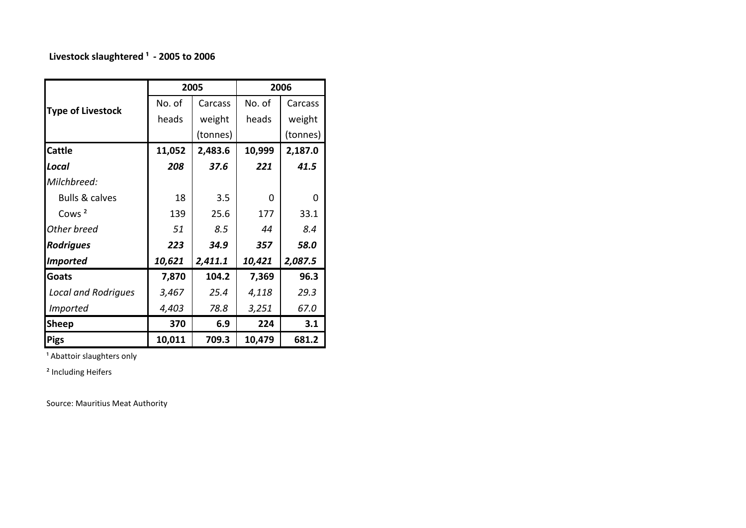**Livestock slaughtered [1] - 2005 to 2006**

| Type of Livestock | 2005 | | 2006 | |
|---|---|---|---|---|
| | No. of heads | Carcass weight (tonnes) | No. of heads | Carcass weight (tonnes) |
| **Cattle** | **11,052** | **2,483.6** | **10,999** | **2,187.0** |
| ***Local*** | ***208*** | ***37.6*** | ***221*** | ***41.5*** |
| *Milchbreed:* | | | | |
| Bulls & calves | 18 | 3.5 | 0 | 0 |
| Cows [2] | 139 | 25.6 | 177 | 33.1 |
| *Other breed* | *51* | *8.5* | *44* | *8.4* |
| ***Rodrigues*** | ***223*** | ***34.9*** | ***357*** | ***58.0*** |
| ***Imported*** | ***10,621*** | ***2,411.1*** | ***10,421*** | ***2,087.5*** |
| **Goats** | **7,870** | **104.2** | **7,369** | **96.3** |
| *Local and Rodrigues* | *3,467* | *25.4* | *4,118* | *29.3* |
| *Imported* | *4,403* | *78.8* | *3,251* | *67.0* |
| **Sheep** | **370** | **6.9** | **224** | **3.1** |
| **Pigs** | **10,011** | **709.3** | **10,479** | **681.2** |

[1] Abattoir slaughters only

[2] Including Heifers

Source: Mauritius Meat Authority